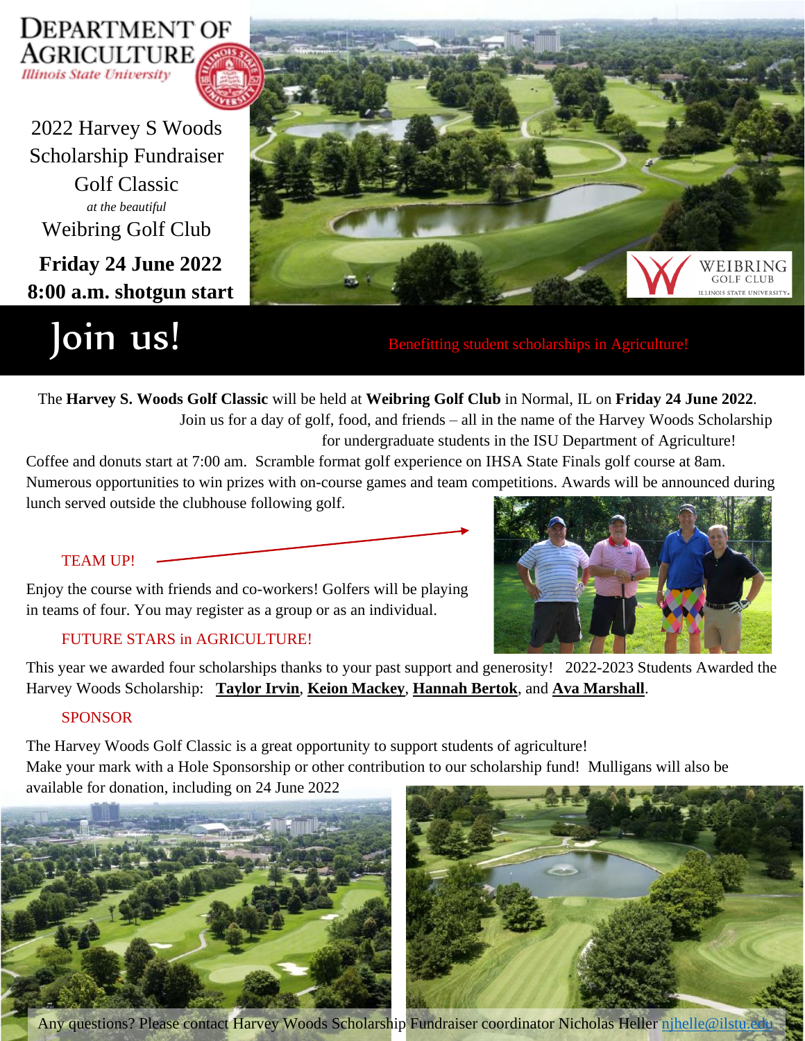DEPARTMENT OF AGRICULTURE
*Illinois State University*

# 2022 Harvey S Woods Scholarship Fundraiser Golf Classic

*at the beautiful*

## Weibring Golf Club

**Friday 24 June 2022**

**8:00 a.m. shotgun start**

WEIBRING GOLF CLUB
ILLINOIS STATE UNIVERSITY

# Join us!

Benefitting student scholarships in Agriculture!

The **Harvey S. Woods Golf Classic** will be held at **Weibring Golf Club** in Normal, IL on **Friday 24 June 2022**. Join us for a day of golf, food, and friends – all in the name of the Harvey Woods Scholarship for undergraduate students in the ISU Department of Agriculture!

Coffee and donuts start at 7:00 am. Scramble format golf experience on IHSA State Finals golf course at 8am. Numerous opportunities to win prizes with on-course games and team competitions. Awards will be announced during lunch served outside the clubhouse following golf.

### TEAM UP!

Enjoy the course with friends and co-workers! Golfers will be playing in teams of four. You may register as a group or as an individual.

### FUTURE STARS in AGRICULTURE!

This year we awarded four scholarships thanks to your past support and generosity! 2022-2023 Students Awarded the Harvey Woods Scholarship: **Taylor Irvin**, **Keion Mackey**, **Hannah Bertok**, and **Ava Marshall**.

### SPONSOR

The Harvey Woods Golf Classic is a great opportunity to support students of agriculture!
Make your mark with a Hole Sponsorship or other contribution to our scholarship fund! Mulligans will also be available for donation, including on 24 June 2022

Any questions? Please contact Harvey Woods Scholarship Fundraiser coordinator Nicholas Heller njhelle@ilstu.edu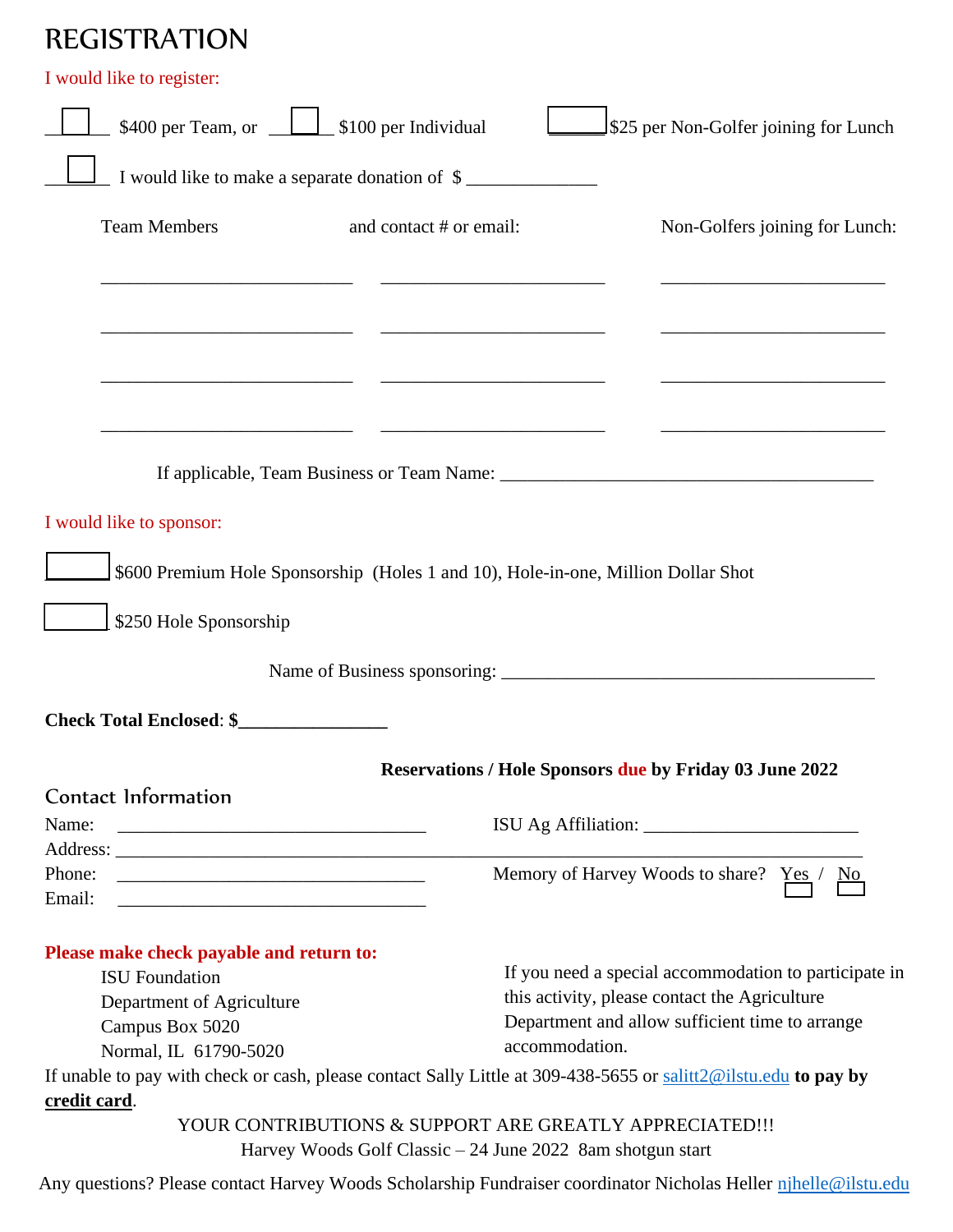# REGISTRATION

I would like to register:

☐ $400 per Team, or ☐ $100 per Individual ☐ $25 per Non-Golfer joining for Lunch

☐ I would like to make a separate donation of $ ______________

| Team Members | and contact # or email: | Non-Golfers joining for Lunch: |
|---|---|---|
| ______________ | ______________ | ______________ |
| ______________ | ______________ | ______________ |
| ______________ | ______________ | ______________ |
| ______________ | ______________ | ______________ |

If applicable, Team Business or Team Name: ________________________________________

I would like to sponsor:

☐ $600 Premium Hole Sponsorship (Holes 1 and 10), Hole-in-one, Million Dollar Shot

☐ $250 Hole Sponsorship

Name of Business sponsoring: ________________________________________

**Check Total Enclosed**: **$_______________**

**Reservations / Hole Sponsors due by Friday 03 June 2022**

## Contact Information

Name: ______________________________ ISU Ag Affiliation: ______________________

Address: ____________________________________________________________________

Phone: ______________________________ Memory of Harvey Woods to share? Yes ☐ / No ☐

Email: ______________________________

**Please make check payable and return to:**

ISU Foundation
Department of Agriculture
Campus Box 5020
Normal, IL 61790-5020

If you need a special accommodation to participate in this activity, please contact the Agriculture Department and allow sufficient time to arrange accommodation.

If unable to pay with check or cash, please contact Sally Little at 309-438-5655 or salitt2@ilstu.edu **to pay by credit card**.

YOUR CONTRIBUTIONS & SUPPORT ARE GREATLY APPRECIATED!!!
Harvey Woods Golf Classic – 24 June 2022 8am shotgun start

Any questions? Please contact Harvey Woods Scholarship Fundraiser coordinator Nicholas Heller njhelle@ilstu.edu